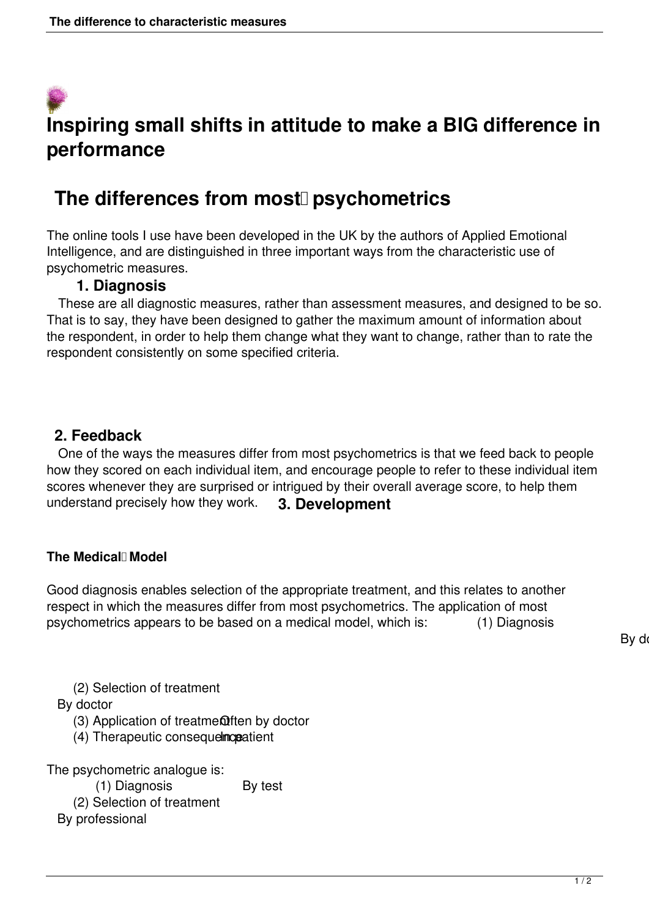# Inspiring small shifts in attitude to make a BIG difference in performance

## The differences from most psychometrics

The online tools I use have been developed in the UK by the authors of Applied Emotional Intelligence, and are distinguished in three important ways from the characteristic use of psychometric measures.

### 1. Diagnosis

These are all diagnostic measures, rather than assessment measures, and designed to be so. That is to say, they have been designed to gather the maximum amount of information about the respondent, in order to help them change what they want to change, rather than to rate the respondent consistently on some specified criteria.

### 2. Feedback

One of the ways the measures differ from most psychometrics is that we feed back to people how they scored on each individual item, and encourage people to refer to these individual item scores whenever they are surprised or intrigued by their overall average score, to help them understand precisely how they work.

### 3. Development

**The Medical Model**

Good diagnosis enables selection of the appropriate treatment, and this relates to another respect in which the measures differ from most psychometrics. The application of most psychometrics appears to be based on a medical model, which is:

| | |
|---|---|
| (1) Diagnosis | By do |
| (2) Selection of treatment | By doctor |
| (3) Application of treatment | Often by doctor |
| (4) Therapeutic consequence | In patient |

The psychometric analogue is:

| | |
|---|---|
| (1) Diagnosis | By test |
| (2) Selection of treatment | By professional |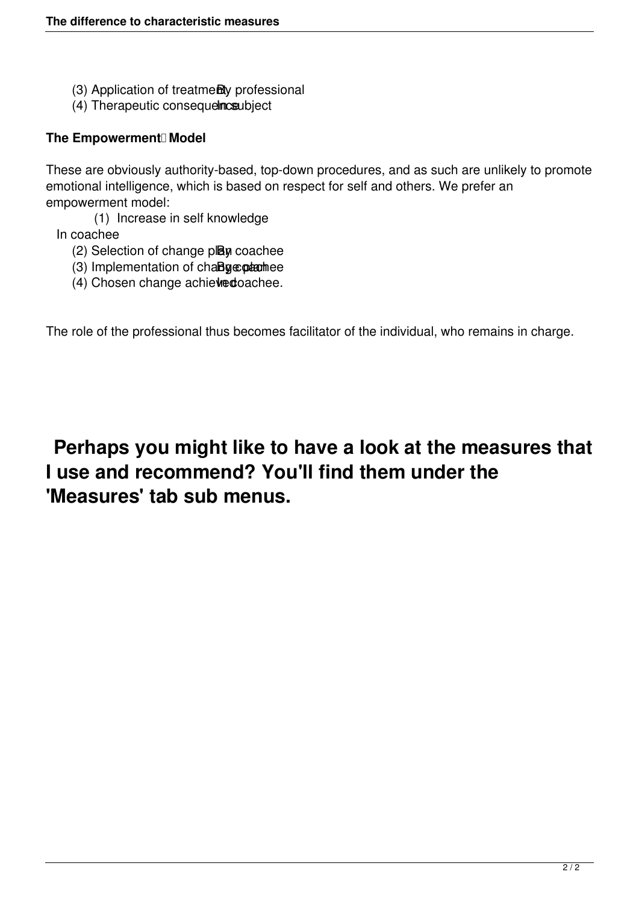(3) Application of treatment By professional
(4) Therapeutic consequences In subject

**The Empowerment Model**

These are obviously authority-based, top-down procedures, and as such are unlikely to promote emotional intelligence, which is based on respect for self and others. We prefer an empowerment model:

(1) Increase in self knowledge In coachee
(2) Selection of change plan By coachee
(3) Implementation of change plan By coachee
(4) Chosen change achieved In coachee.

The role of the professional thus becomes facilitator of the individual, who remains in charge.

## Perhaps you might like to have a look at the measures that I use and recommend? You'll find them under the 'Measures' tab sub menus.